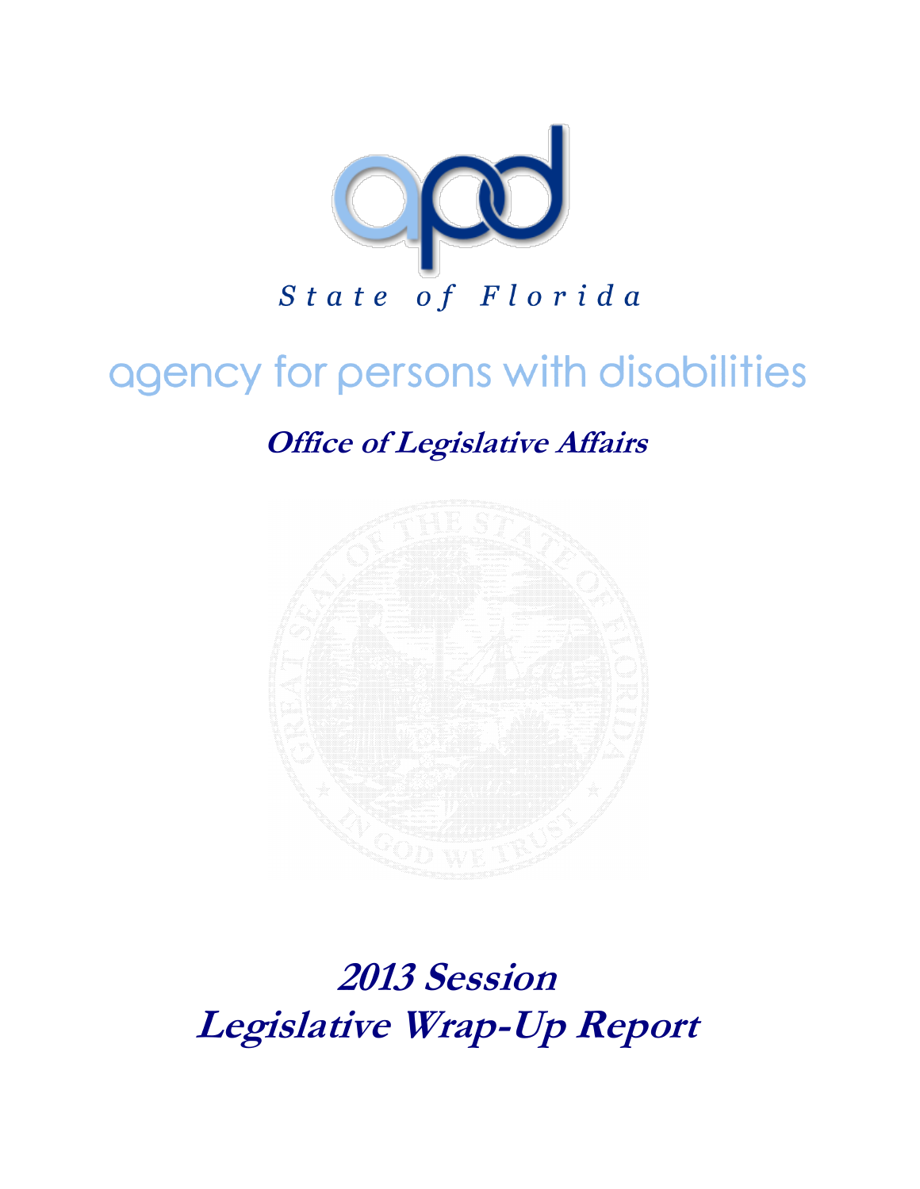apd

*State of Florida*

# agency for persons with disabilities

## *Office of Legislative Affairs*

# *2013 Session*
# *Legislative Wrap-Up Report*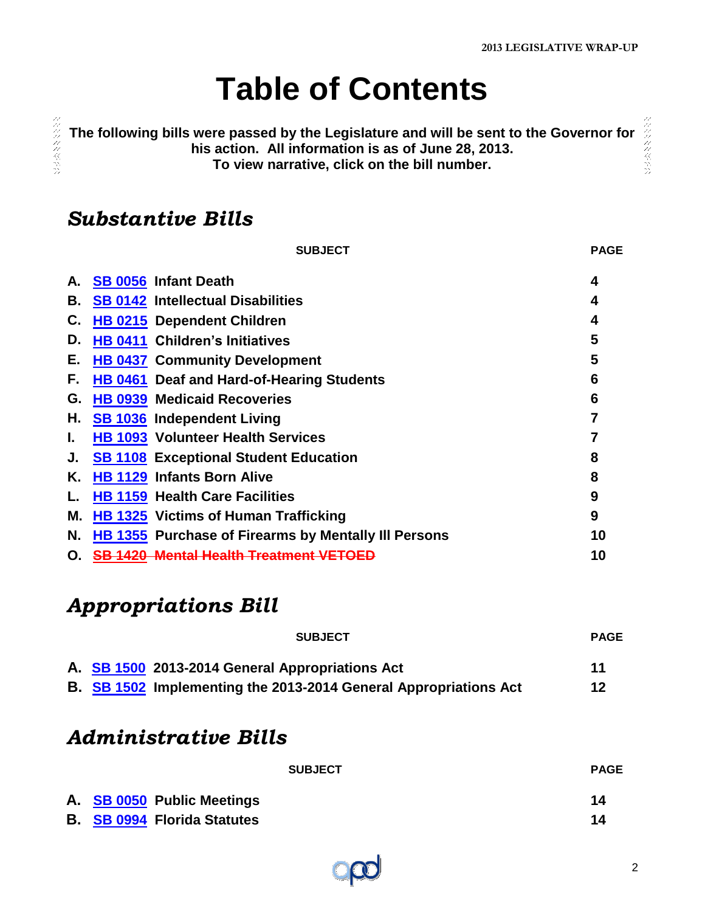# Table of Contents

**The following bills were passed by the Legislature and will be sent to the Governor for his action. All information is as of June 28, 2013.**
**To view narrative, click on the bill number.**

## *Substantive Bills*

| | SUBJECT | PAGE |
|---|---|---|
| **A.** | **SB 0056 Infant Death** | **4** |
| **B.** | **SB 0142 Intellectual Disabilities** | **4** |
| **C.** | **HB 0215 Dependent Children** | **4** |
| **D.** | **HB 0411 Children's Initiatives** | **5** |
| **E.** | **HB 0437 Community Development** | **5** |
| **F.** | **HB 0461 Deaf and Hard-of-Hearing Students** | **6** |
| **G.** | **HB 0939 Medicaid Recoveries** | **6** |
| **H.** | **SB 1036 Independent Living** | **7** |
| **I.** | **HB 1093 Volunteer Health Services** | **7** |
| **J.** | **SB 1108 Exceptional Student Education** | **8** |
| **K.** | **HB 1129 Infants Born Alive** | **8** |
| **L.** | **HB 1159 Health Care Facilities** | **9** |
| **M.** | **HB 1325 Victims of Human Trafficking** | **9** |
| **N.** | **HB 1355 Purchase of Firearms by Mentally Ill Persons** | **10** |
| **O.** | ~~**SB 1420 Mental Health Treatment VETOED**~~ | **10** |

## *Appropriations Bill*

| | SUBJECT | PAGE |
|---|---|---|
| **A.** | **SB 1500 2013-2014 General Appropriations Act** | **11** |
| **B.** | **SB 1502 Implementing the 2013-2014 General Appropriations Act** | **12** |

## *Administrative Bills*

| | SUBJECT | PAGE |
|---|---|---|
| **A.** | **SB 0050 Public Meetings** | **14** |
| **B.** | **SB 0994 Florida Statutes** | **14** |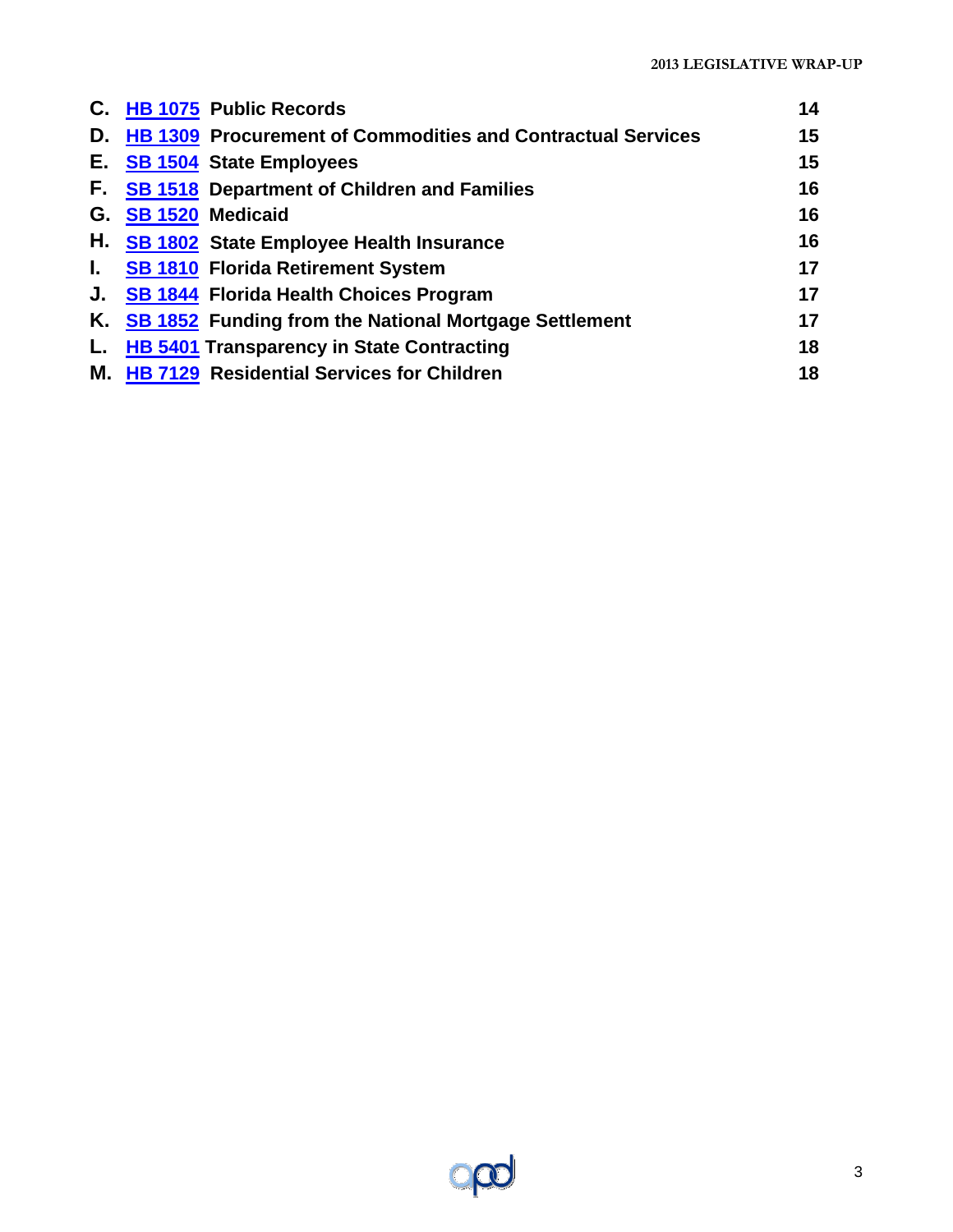C. HB 1075 Public Records 14
D. HB 1309 Procurement of Commodities and Contractual Services 15
E. SB 1504 State Employees 15
F. SB 1518 Department of Children and Families 16
G. SB 1520 Medicaid 16
H. SB 1802 State Employee Health Insurance 16
I. SB 1810 Florida Retirement System 17
J. SB 1844 Florida Health Choices Program 17
K. SB 1852 Funding from the National Mortgage Settlement 17
L. HB 5401 Transparency in State Contracting 18
M. HB 7129 Residential Services for Children 18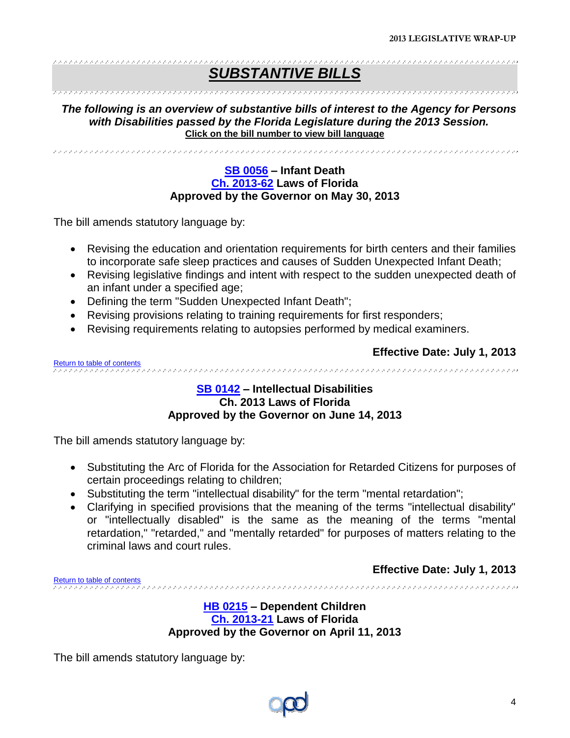# SUBSTANTIVE BILLS

***The following is an overview of substantive bills of interest to the Agency for Persons with Disabilities passed by the Florida Legislature during the 2013 Session.***
**Click on the bill number to view bill language**

### SB 0056 – Infant Death
### Ch. 2013-62 Laws of Florida
### Approved by the Governor on May 30, 2013

The bill amends statutory language by:

- Revising the education and orientation requirements for birth centers and their families to incorporate safe sleep practices and causes of Sudden Unexpected Infant Death;
- Revising legislative findings and intent with respect to the sudden unexpected death of an infant under a specified age;
- Defining the term "Sudden Unexpected Infant Death";
- Revising provisions relating to training requirements for first responders;
- Revising requirements relating to autopsies performed by medical examiners.

**Effective Date: July 1, 2013**

Return to table of contents

### SB 0142 – Intellectual Disabilities
### Ch. 2013 Laws of Florida
### Approved by the Governor on June 14, 2013

The bill amends statutory language by:

- Substituting the Arc of Florida for the Association for Retarded Citizens for purposes of certain proceedings relating to children;
- Substituting the term "intellectual disability" for the term "mental retardation";
- Clarifying in specified provisions that the meaning of the terms "intellectual disability" or "intellectually disabled" is the same as the meaning of the terms "mental retardation," "retarded," and "mentally retarded" for purposes of matters relating to the criminal laws and court rules.

**Effective Date: July 1, 2013**

Return to table of contents

### HB 0215 – Dependent Children
### Ch. 2013-21 Laws of Florida
### Approved by the Governor on April 11, 2013

The bill amends statutory language by: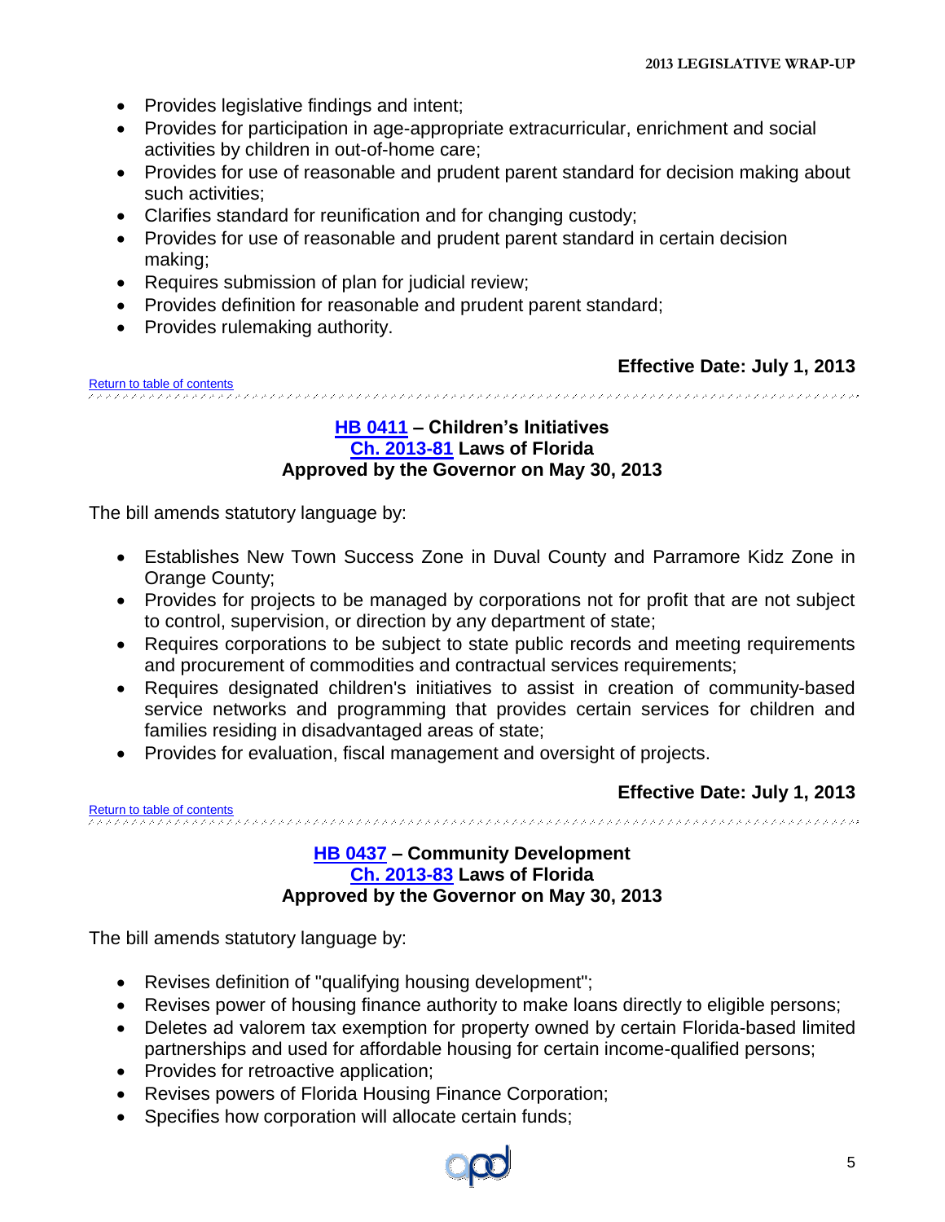- Provides legislative findings and intent;
- Provides for participation in age-appropriate extracurricular, enrichment and social activities by children in out-of-home care;
- Provides for use of reasonable and prudent parent standard for decision making about such activities;
- Clarifies standard for reunification and for changing custody;
- Provides for use of reasonable and prudent parent standard in certain decision making;
- Requires submission of plan for judicial review;
- Provides definition for reasonable and prudent parent standard;
- Provides rulemaking authority.

**Effective Date: July 1, 2013**

Return to table of contents

---

### HB 0411 – Children's Initiatives
### Ch. 2013-81 Laws of Florida
### Approved by the Governor on May 30, 2013

The bill amends statutory language by:

- Establishes New Town Success Zone in Duval County and Parramore Kidz Zone in Orange County;
- Provides for projects to be managed by corporations not for profit that are not subject to control, supervision, or direction by any department of state;
- Requires corporations to be subject to state public records and meeting requirements and procurement of commodities and contractual services requirements;
- Requires designated children's initiatives to assist in creation of community-based service networks and programming that provides certain services for children and families residing in disadvantaged areas of state;
- Provides for evaluation, fiscal management and oversight of projects.

**Effective Date: July 1, 2013**

Return to table of contents

---

### HB 0437 – Community Development
### Ch. 2013-83 Laws of Florida
### Approved by the Governor on May 30, 2013

The bill amends statutory language by:

- Revises definition of "qualifying housing development";
- Revises power of housing finance authority to make loans directly to eligible persons;
- Deletes ad valorem tax exemption for property owned by certain Florida-based limited partnerships and used for affordable housing for certain income-qualified persons;
- Provides for retroactive application;
- Revises powers of Florida Housing Finance Corporation;
- Specifies how corporation will allocate certain funds;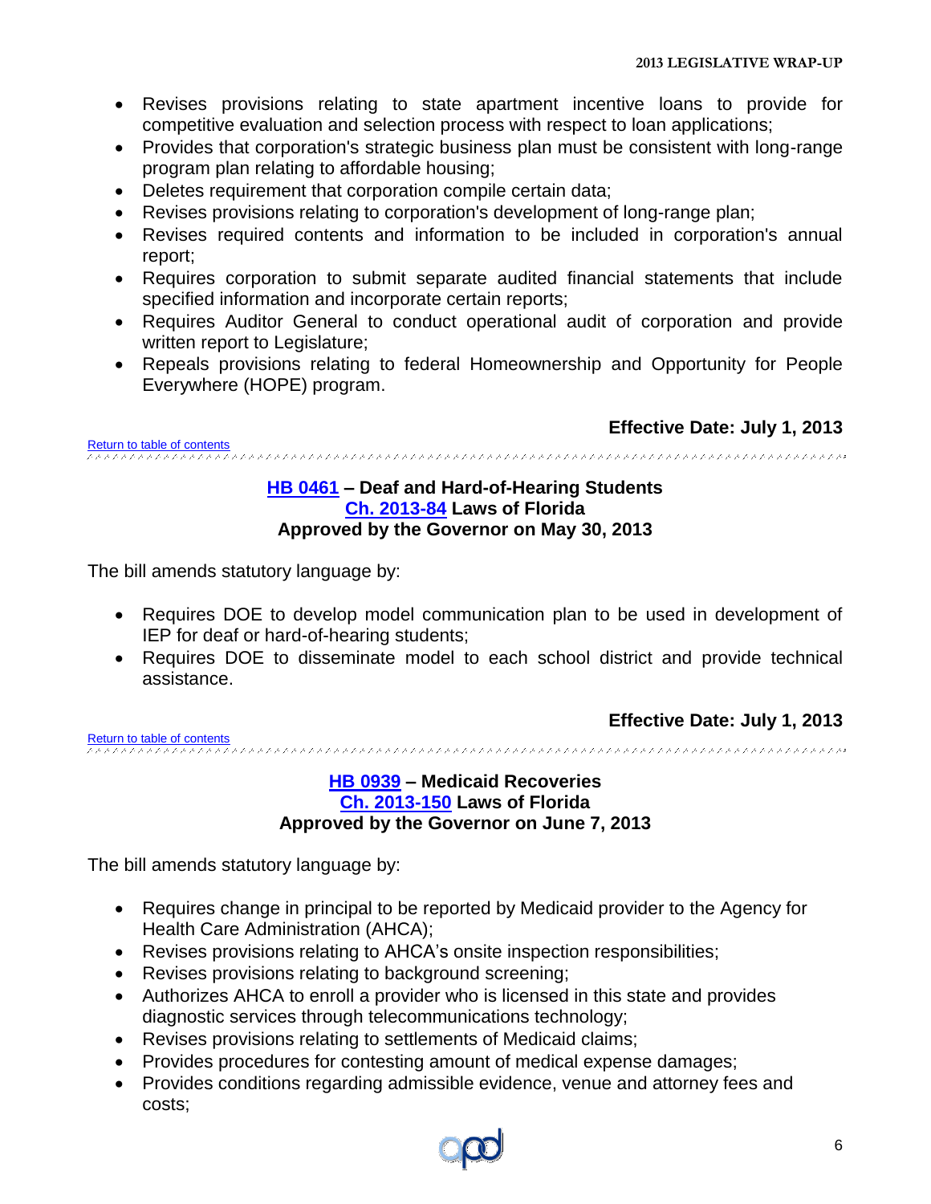- Revises provisions relating to state apartment incentive loans to provide for competitive evaluation and selection process with respect to loan applications;
- Provides that corporation's strategic business plan must be consistent with long-range program plan relating to affordable housing;
- Deletes requirement that corporation compile certain data;
- Revises provisions relating to corporation's development of long-range plan;
- Revises required contents and information to be included in corporation's annual report;
- Requires corporation to submit separate audited financial statements that include specified information and incorporate certain reports;
- Requires Auditor General to conduct operational audit of corporation and provide written report to Legislature;
- Repeals provisions relating to federal Homeownership and Opportunity for People Everywhere (HOPE) program.

**Effective Date: July 1, 2013**

Return to table of contents

---

### HB 0461 – Deaf and Hard-of-Hearing Students
### Ch. 2013-84 Laws of Florida
### Approved by the Governor on May 30, 2013

The bill amends statutory language by:

- Requires DOE to develop model communication plan to be used in development of IEP for deaf or hard-of-hearing students;
- Requires DOE to disseminate model to each school district and provide technical assistance.

**Effective Date: July 1, 2013**

Return to table of contents

---

### HB 0939 – Medicaid Recoveries
### Ch. 2013-150 Laws of Florida
### Approved by the Governor on June 7, 2013

The bill amends statutory language by:

- Requires change in principal to be reported by Medicaid provider to the Agency for Health Care Administration (AHCA);
- Revises provisions relating to AHCA's onsite inspection responsibilities;
- Revises provisions relating to background screening;
- Authorizes AHCA to enroll a provider who is licensed in this state and provides diagnostic services through telecommunications technology;
- Revises provisions relating to settlements of Medicaid claims;
- Provides procedures for contesting amount of medical expense damages;
- Provides conditions regarding admissible evidence, venue and attorney fees and costs;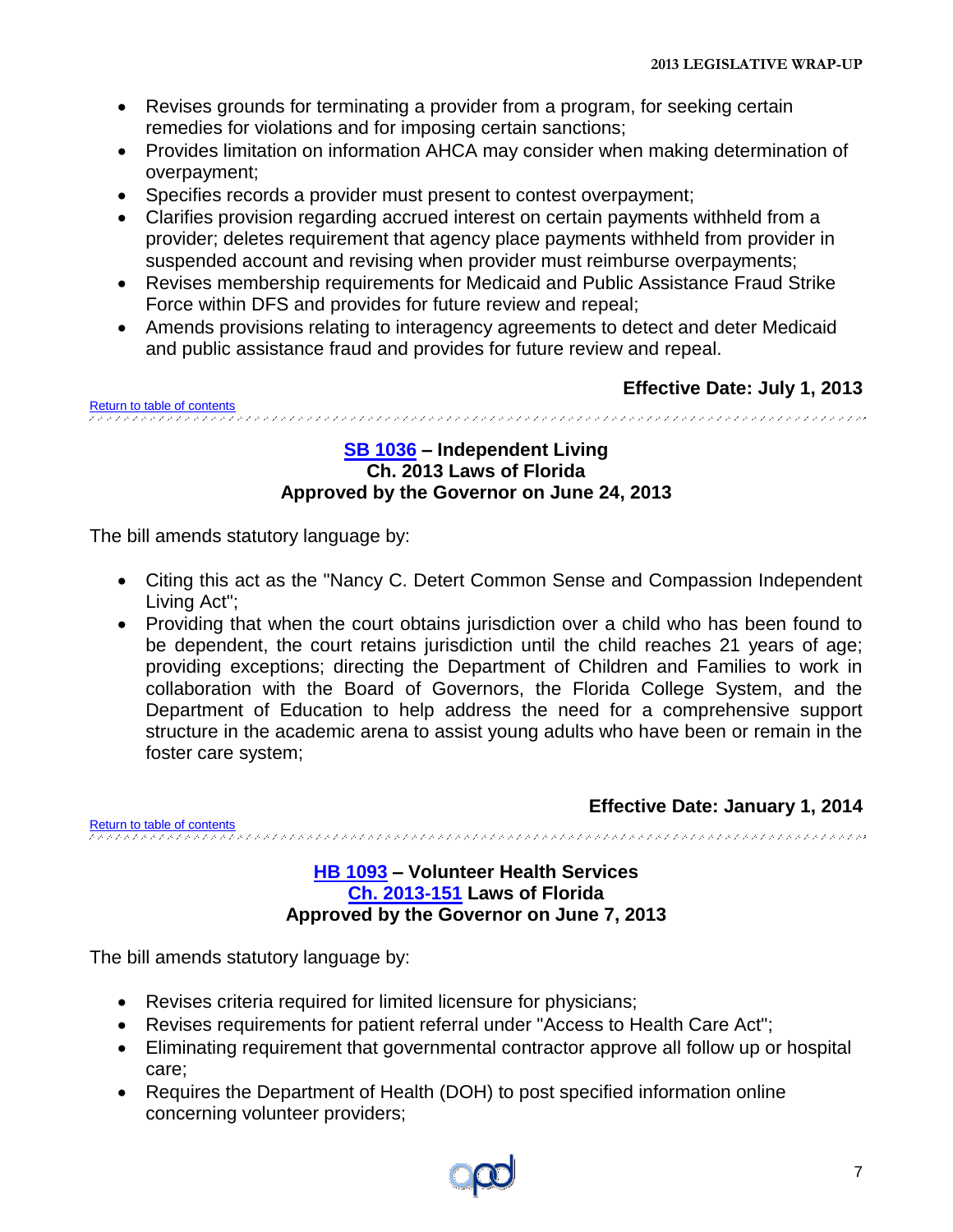- Revises grounds for terminating a provider from a program, for seeking certain remedies for violations and for imposing certain sanctions;
- Provides limitation on information AHCA may consider when making determination of overpayment;
- Specifies records a provider must present to contest overpayment;
- Clarifies provision regarding accrued interest on certain payments withheld from a provider; deletes requirement that agency place payments withheld from provider in suspended account and revising when provider must reimburse overpayments;
- Revises membership requirements for Medicaid and Public Assistance Fraud Strike Force within DFS and provides for future review and repeal;
- Amends provisions relating to interagency agreements to detect and deter Medicaid and public assistance fraud and provides for future review and repeal.

**Effective Date: July 1, 2013**

Return to table of contents

---

**SB 1036 – Independent Living**
**Ch. 2013 Laws of Florida**
**Approved by the Governor on June 24, 2013**

The bill amends statutory language by:

- Citing this act as the "Nancy C. Detert Common Sense and Compassion Independent Living Act";
- Providing that when the court obtains jurisdiction over a child who has been found to be dependent, the court retains jurisdiction until the child reaches 21 years of age; providing exceptions; directing the Department of Children and Families to work in collaboration with the Board of Governors, the Florida College System, and the Department of Education to help address the need for a comprehensive support structure in the academic arena to assist young adults who have been or remain in the foster care system;

**Effective Date: January 1, 2014**

Return to table of contents

---

**HB 1093 – Volunteer Health Services**
**Ch. 2013-151 Laws of Florida**
**Approved by the Governor on June 7, 2013**

The bill amends statutory language by:

- Revises criteria required for limited licensure for physicians;
- Revises requirements for patient referral under "Access to Health Care Act";
- Eliminating requirement that governmental contractor approve all follow up or hospital care;
- Requires the Department of Health (DOH) to post specified information online concerning volunteer providers;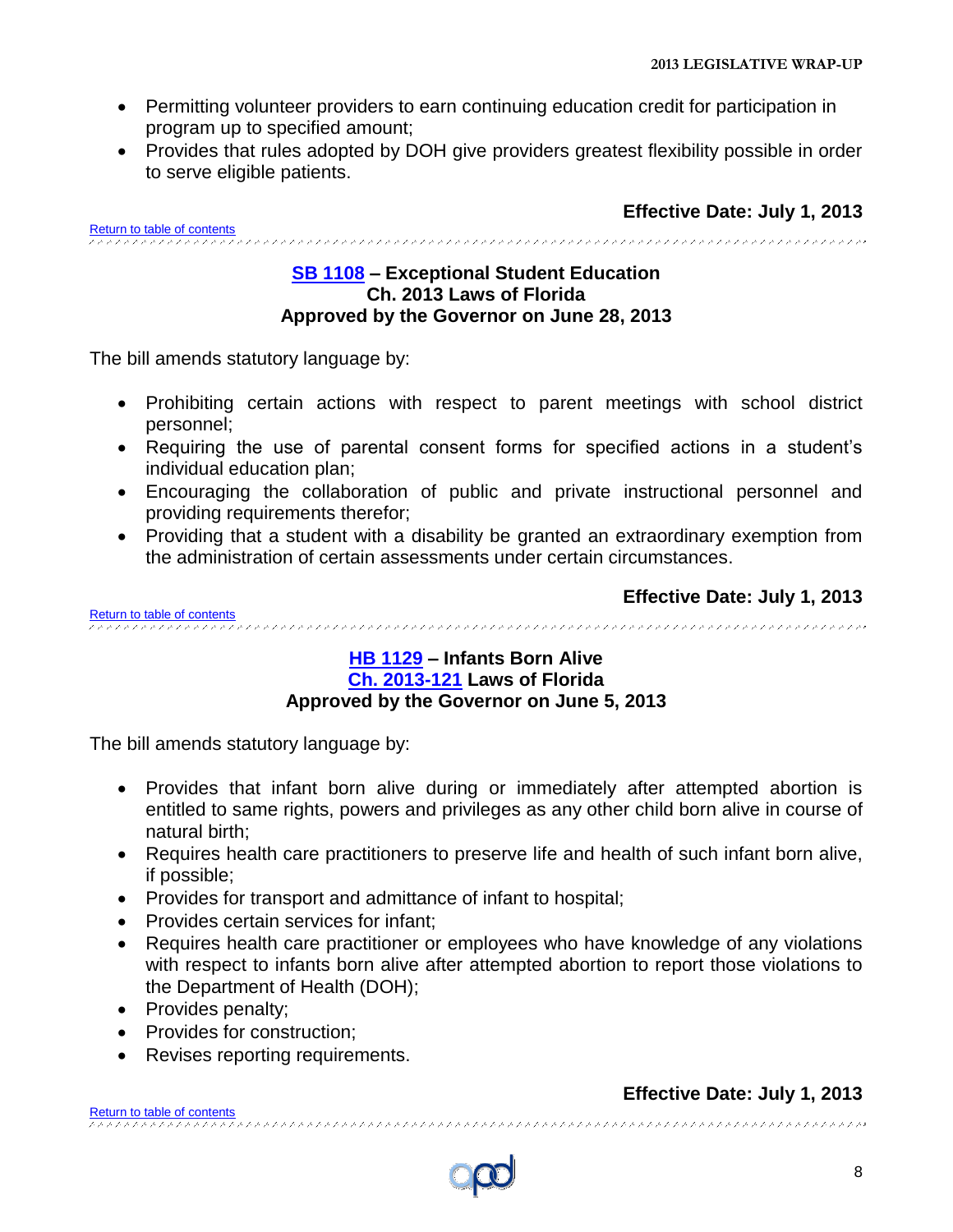- Permitting volunteer providers to earn continuing education credit for participation in program up to specified amount;
- Provides that rules adopted by DOH give providers greatest flexibility possible in order to serve eligible patients.

**Effective Date: July 1, 2013**

Return to table of contents

---

### SB 1108 – Exceptional Student Education
### Ch. 2013 Laws of Florida
### Approved by the Governor on June 28, 2013

The bill amends statutory language by:

- Prohibiting certain actions with respect to parent meetings with school district personnel;
- Requiring the use of parental consent forms for specified actions in a student's individual education plan;
- Encouraging the collaboration of public and private instructional personnel and providing requirements therefor;
- Providing that a student with a disability be granted an extraordinary exemption from the administration of certain assessments under certain circumstances.

**Effective Date: July 1, 2013**

Return to table of contents

---

### HB 1129 – Infants Born Alive
### Ch. 2013-121 Laws of Florida
### Approved by the Governor on June 5, 2013

The bill amends statutory language by:

- Provides that infant born alive during or immediately after attempted abortion is entitled to same rights, powers and privileges as any other child born alive in course of natural birth;
- Requires health care practitioners to preserve life and health of such infant born alive, if possible;
- Provides for transport and admittance of infant to hospital;
- Provides certain services for infant;
- Requires health care practitioner or employees who have knowledge of any violations with respect to infants born alive after attempted abortion to report those violations to the Department of Health (DOH);
- Provides penalty;
- Provides for construction;
- Revises reporting requirements.

**Effective Date: July 1, 2013**

Return to table of contents

---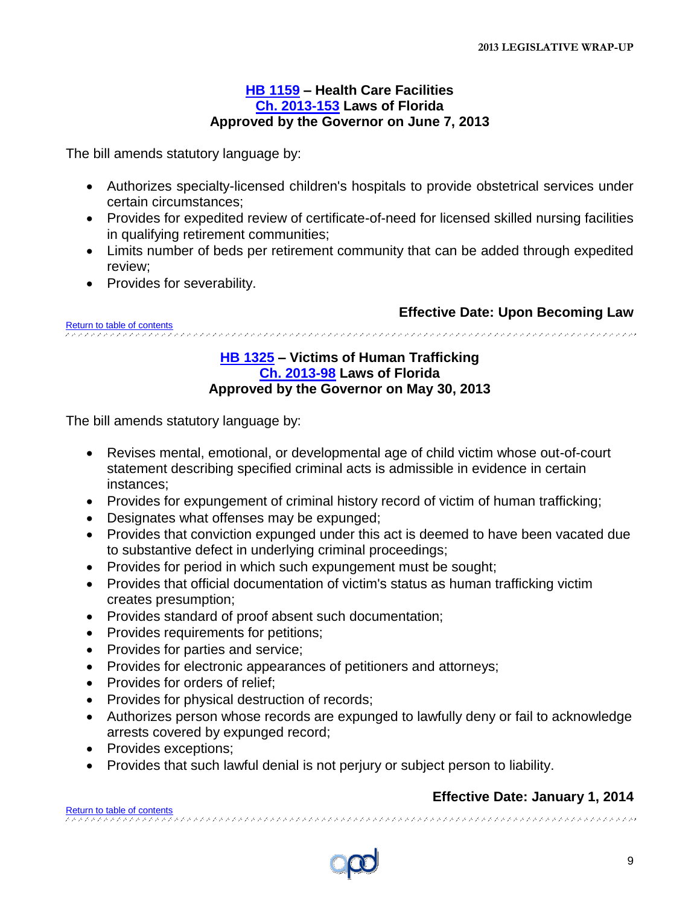## HB 1159 – Health Care Facilities
## Ch. 2013-153 Laws of Florida
## Approved by the Governor on June 7, 2013

The bill amends statutory language by:

- Authorizes specialty-licensed children's hospitals to provide obstetrical services under certain circumstances;
- Provides for expedited review of certificate-of-need for licensed skilled nursing facilities in qualifying retirement communities;
- Limits number of beds per retirement community that can be added through expedited review;
- Provides for severability.

**Effective Date: Upon Becoming Law**

Return to table of contents

## HB 1325 – Victims of Human Trafficking
## Ch. 2013-98 Laws of Florida
## Approved by the Governor on May 30, 2013

The bill amends statutory language by:

- Revises mental, emotional, or developmental age of child victim whose out-of-court statement describing specified criminal acts is admissible in evidence in certain instances;
- Provides for expungement of criminal history record of victim of human trafficking;
- Designates what offenses may be expunged;
- Provides that conviction expunged under this act is deemed to have been vacated due to substantive defect in underlying criminal proceedings;
- Provides for period in which such expungement must be sought;
- Provides that official documentation of victim's status as human trafficking victim creates presumption;
- Provides standard of proof absent such documentation;
- Provides requirements for petitions;
- Provides for parties and service;
- Provides for electronic appearances of petitioners and attorneys;
- Provides for orders of relief;
- Provides for physical destruction of records;
- Authorizes person whose records are expunged to lawfully deny or fail to acknowledge arrests covered by expunged record;
- Provides exceptions;
- Provides that such lawful denial is not perjury or subject person to liability.

**Effective Date: January 1, 2014**

Return to table of contents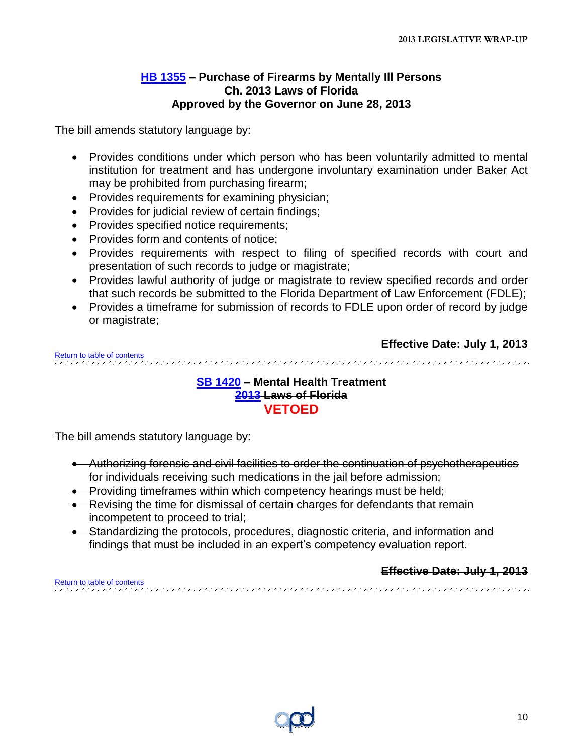### HB 1355 – Purchase of Firearms by Mentally Ill Persons
**Ch. 2013 Laws of Florida**
**Approved by the Governor on June 28, 2013**

The bill amends statutory language by:

- Provides conditions under which person who has been voluntarily admitted to mental institution for treatment and has undergone involuntary examination under Baker Act may be prohibited from purchasing firearm;
- Provides requirements for examining physician;
- Provides for judicial review of certain findings;
- Provides specified notice requirements;
- Provides form and contents of notice;
- Provides requirements with respect to filing of specified records with court and presentation of such records to judge or magistrate;
- Provides lawful authority of judge or magistrate to review specified records and order that such records be submitted to the Florida Department of Law Enforcement (FDLE);
- Provides a timeframe for submission of records to FDLE upon order of record by judge or magistrate;

**Effective Date: July 1, 2013**

Return to table of contents

### SB 1420 – Mental Health Treatment
**~~2013 Laws of Florida~~**
**VETOED**

~~The bill amends statutory language by:~~

- ~~Authorizing forensic and civil facilities to order the continuation of psychotherapeutics for individuals receiving such medications in the jail before admission;~~
- ~~Providing timeframes within which competency hearings must be held;~~
- ~~Revising the time for dismissal of certain charges for defendants that remain incompetent to proceed to trial;~~
- ~~Standardizing the protocols, procedures, diagnostic criteria, and information and findings that must be included in an expert's competency evaluation report.~~

**~~Effective Date: July 1, 2013~~**

Return to table of contents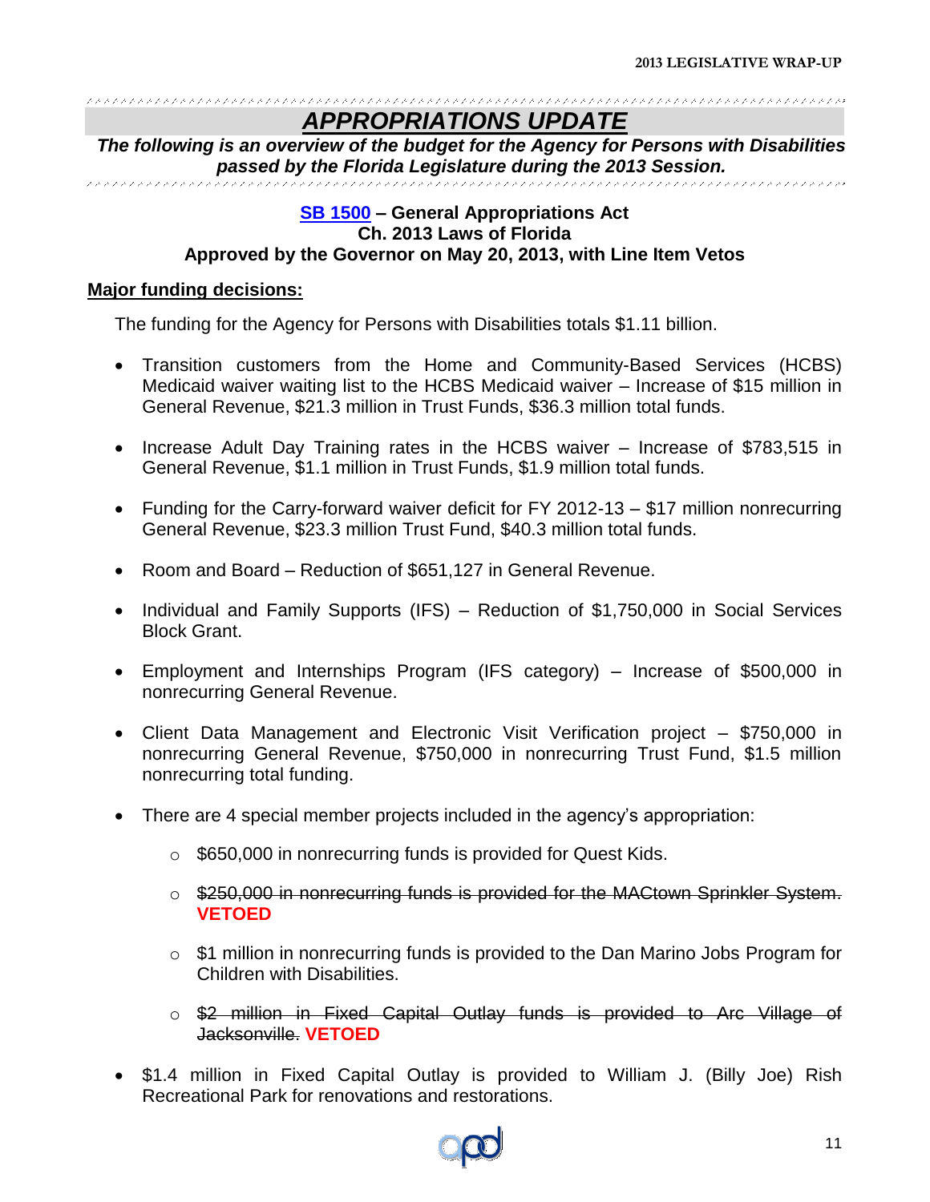# *APPROPRIATIONS UPDATE*

***The following is an overview of the budget for the Agency for Persons with Disabilities passed by the Florida Legislature during the 2013 Session.***

**SB 1500 – General Appropriations Act**
**Ch. 2013 Laws of Florida**
**Approved by the Governor on May 20, 2013, with Line Item Vetos**

**Major funding decisions:**

The funding for the Agency for Persons with Disabilities totals $1.11 billion.

- Transition customers from the Home and Community-Based Services (HCBS) Medicaid waiver waiting list to the HCBS Medicaid waiver – Increase of $15 million in General Revenue, $21.3 million in Trust Funds, $36.3 million total funds.
- Increase Adult Day Training rates in the HCBS waiver – Increase of $783,515 in General Revenue, $1.1 million in Trust Funds, $1.9 million total funds.
- Funding for the Carry-forward waiver deficit for FY 2012-13 – $17 million nonrecurring General Revenue, $23.3 million Trust Fund, $40.3 million total funds.
- Room and Board – Reduction of $651,127 in General Revenue.
- Individual and Family Supports (IFS) – Reduction of $1,750,000 in Social Services Block Grant.
- Employment and Internships Program (IFS category) – Increase of $500,000 in nonrecurring General Revenue.
- Client Data Management and Electronic Visit Verification project – $750,000 in nonrecurring General Revenue, $750,000 in nonrecurring Trust Fund, $1.5 million nonrecurring total funding.
- There are 4 special member projects included in the agency's appropriation:
  - $650,000 in nonrecurring funds is provided for Quest Kids.
  - ~~$250,000 in nonrecurring funds is provided for the MACtown Sprinkler System.~~ **VETOED**
  - $1 million in nonrecurring funds is provided to the Dan Marino Jobs Program for Children with Disabilities.
  - ~~$2 million in Fixed Capital Outlay funds is provided to Arc Village of Jacksonville.~~ **VETOED**
- $1.4 million in Fixed Capital Outlay is provided to William J. (Billy Joe) Rish Recreational Park for renovations and restorations.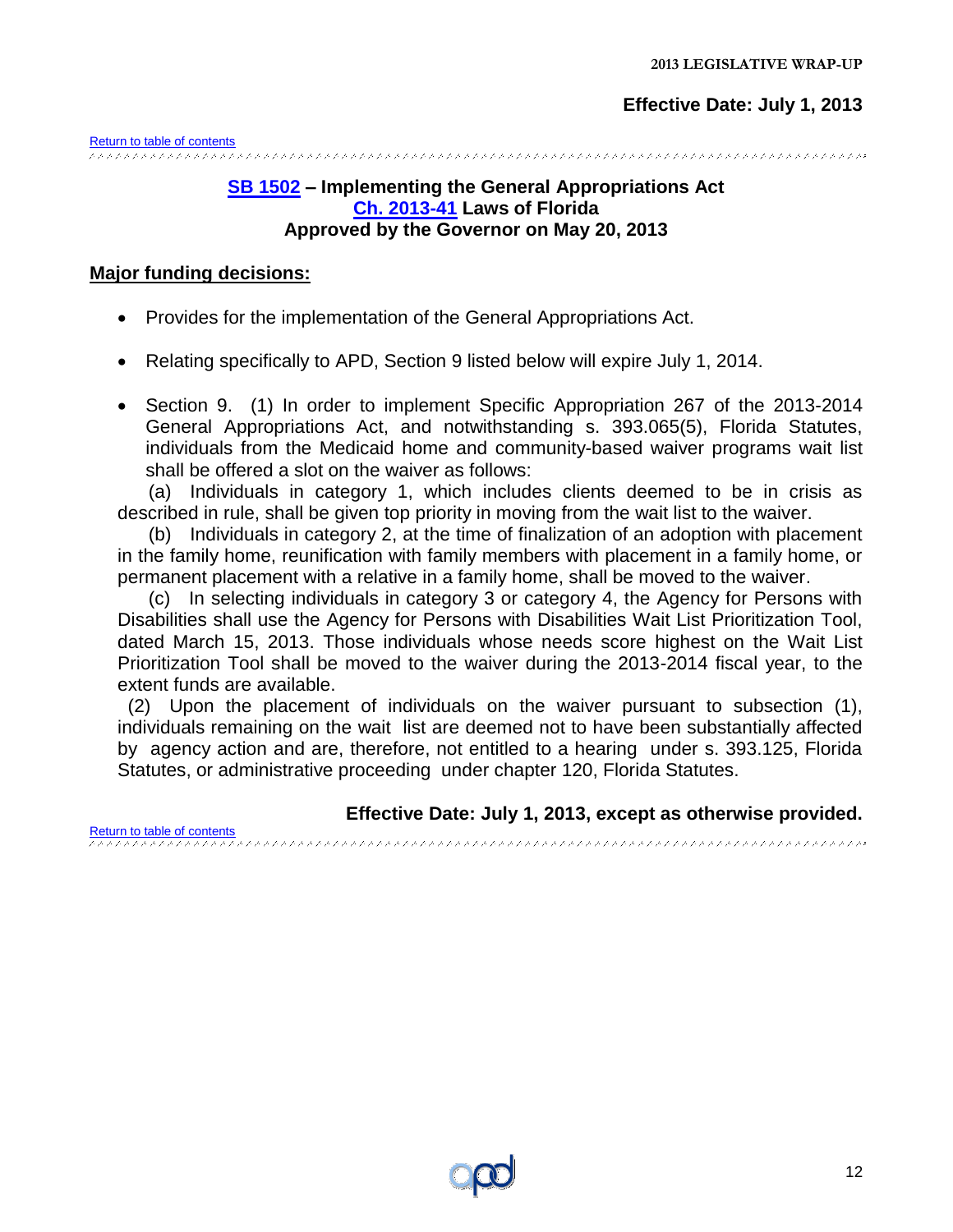**Effective Date: July 1, 2013**

[Return to table of contents](#)

## [SB 1502](#) – Implementing the General Appropriations Act
## [Ch. 2013-41](#) Laws of Florida
## Approved by the Governor on May 20, 2013

**Major funding decisions:**

- Provides for the implementation of the General Appropriations Act.
- Relating specifically to APD, Section 9 listed below will expire July 1, 2014.
- Section 9. (1) In order to implement Specific Appropriation 267 of the 2013-2014 General Appropriations Act, and notwithstanding s. 393.065(5), Florida Statutes, individuals from the Medicaid home and community-based waiver programs wait list shall be offered a slot on the waiver as follows:

(a) Individuals in category 1, which includes clients deemed to be in crisis as described in rule, shall be given top priority in moving from the wait list to the waiver.

(b) Individuals in category 2, at the time of finalization of an adoption with placement in the family home, reunification with family members with placement in a family home, or permanent placement with a relative in a family home, shall be moved to the waiver.

(c) In selecting individuals in category 3 or category 4, the Agency for Persons with Disabilities shall use the Agency for Persons with Disabilities Wait List Prioritization Tool, dated March 15, 2013. Those individuals whose needs score highest on the Wait List Prioritization Tool shall be moved to the waiver during the 2013-2014 fiscal year, to the extent funds are available.

(2) Upon the placement of individuals on the waiver pursuant to subsection (1), individuals remaining on the wait list are deemed not to have been substantially affected by agency action and are, therefore, not entitled to a hearing under s. 393.125, Florida Statutes, or administrative proceeding under chapter 120, Florida Statutes.

**Effective Date: July 1, 2013, except as otherwise provided.**

[Return to table of contents](#)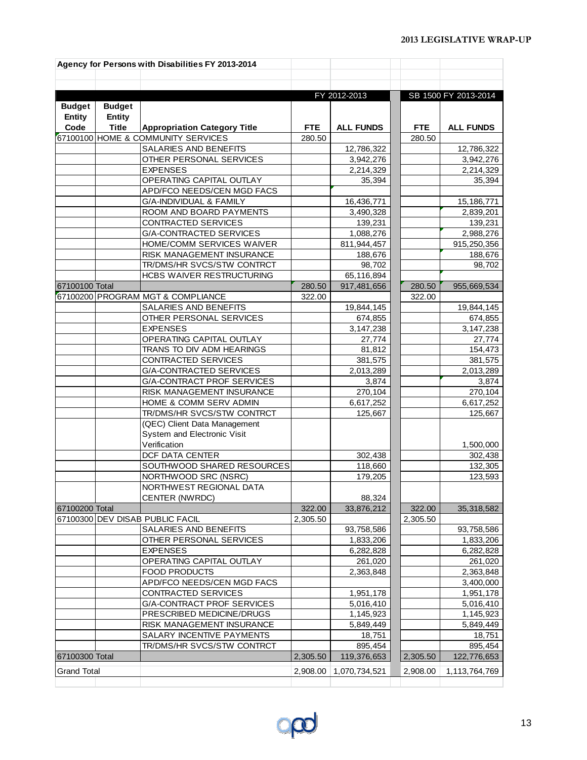**Agency for Persons with Disabilities FY 2013-2014**

| Budget Entity Code | Budget Entity Title | Appropriation Category Title | FY 2012-2013 FTE | FY 2012-2013 ALL FUNDS | SB 1500 FY 2013-2014 FTE | SB 1500 FY 2013-2014 ALL FUNDS |
|---|---|---|---|---|---|---|
| 67100100 | HOME & COMMUNITY SERVICES | | 280.50 | | 280.50 | |
| | | SALARIES AND BENEFITS | | 12,786,322 | | 12,786,322 |
| | | OTHER PERSONAL SERVICES | | 3,942,276 | | 3,942,276 |
| | | EXPENSES | | 2,214,329 | | 2,214,329 |
| | | OPERATING CAPITAL OUTLAY | | 35,394 | | 35,394 |
| | | APD/FCO NEEDS/CEN MGD FACS | | | | |
| | | G/A-INDIVIDUAL & FAMILY | | 16,436,771 | | 15,186,771 |
| | | ROOM AND BOARD PAYMENTS | | 3,490,328 | | 2,839,201 |
| | | CONTRACTED SERVICES | | 139,231 | | 139,231 |
| | | G/A-CONTRACTED SERVICES | | 1,088,276 | | 2,988,276 |
| | | HOME/COMM SERVICES WAIVER | | 811,944,457 | | 915,250,356 |
| | | RISK MANAGEMENT INSURANCE | | 188,676 | | 188,676 |
| | | TR/DMS/HR SVCS/STW CONTRCT | | 98,702 | | 98,702 |
| | | HCBS WAIVER RESTRUCTURING | | 65,116,894 | | |
| 67100100 Total | | | 280.50 | 917,481,656 | 280.50 | 955,669,534 |
| 67100200 | PROGRAM MGT & COMPLIANCE | | 322.00 | | 322.00 | |
| | | SALARIES AND BENEFITS | | 19,844,145 | | 19,844,145 |
| | | OTHER PERSONAL SERVICES | | 674,855 | | 674,855 |
| | | EXPENSES | | 3,147,238 | | 3,147,238 |
| | | OPERATING CAPITAL OUTLAY | | 27,774 | | 27,774 |
| | | TRANS TO DIV ADM HEARINGS | | 81,812 | | 154,473 |
| | | CONTRACTED SERVICES | | 381,575 | | 381,575 |
| | | G/A-CONTRACTED SERVICES | | 2,013,289 | | 2,013,289 |
| | | G/A-CONTRACT PROF SERVICES | | 3,874 | | 3,874 |
| | | RISK MANAGEMENT INSURANCE | | 270,104 | | 270,104 |
| | | HOME & COMM SERV ADMIN | | 6,617,252 | | 6,617,252 |
| | | TR/DMS/HR SVCS/STW CONTRCT | | 125,667 | | 125,667 |
| | | (QEC) Client Data Management System and Electronic Visit Verification | | | | 1,500,000 |
| | | DCF DATA CENTER | | 302,438 | | 302,438 |
| | | SOUTHWOOD SHARED RESOURCES | | 118,660 | | 132,305 |
| | | NORTHWOOD SRC (NSRC) | | 179,205 | | 123,593 |
| | | NORTHWEST REGIONAL DATA CENTER (NWRDC) | | 88,324 | | |
| 67100200 Total | | | 322.00 | 33,876,212 | 322.00 | 35,318,582 |
| 67100300 | DEV DISAB PUBLIC FACIL | | 2,305.50 | | 2,305.50 | |
| | | SALARIES AND BENEFITS | | 93,758,586 | | 93,758,586 |
| | | OTHER PERSONAL SERVICES | | 1,833,206 | | 1,833,206 |
| | | EXPENSES | | 6,282,828 | | 6,282,828 |
| | | OPERATING CAPITAL OUTLAY | | 261,020 | | 261,020 |
| | | FOOD PRODUCTS | | 2,363,848 | | 2,363,848 |
| | | APD/FCO NEEDS/CEN MGD FACS | | | | 3,400,000 |
| | | CONTRACTED SERVICES | | 1,951,178 | | 1,951,178 |
| | | G/A-CONTRACT PROF SERVICES | | 5,016,410 | | 5,016,410 |
| | | PRESCRIBED MEDICINE/DRUGS | | 1,145,923 | | 1,145,923 |
| | | RISK MANAGEMENT INSURANCE | | 5,849,449 | | 5,849,449 |
| | | SALARY INCENTIVE PAYMENTS | | 18,751 | | 18,751 |
| | | TR/DMS/HR SVCS/STW CONTRCT | | 895,454 | | 895,454 |
| 67100300 Total | | | 2,305.50 | 119,376,653 | 2,305.50 | 122,776,653 |
| Grand Total | | | 2,908.00 | 1,070,734,521 | 2,908.00 | 1,113,764,769 |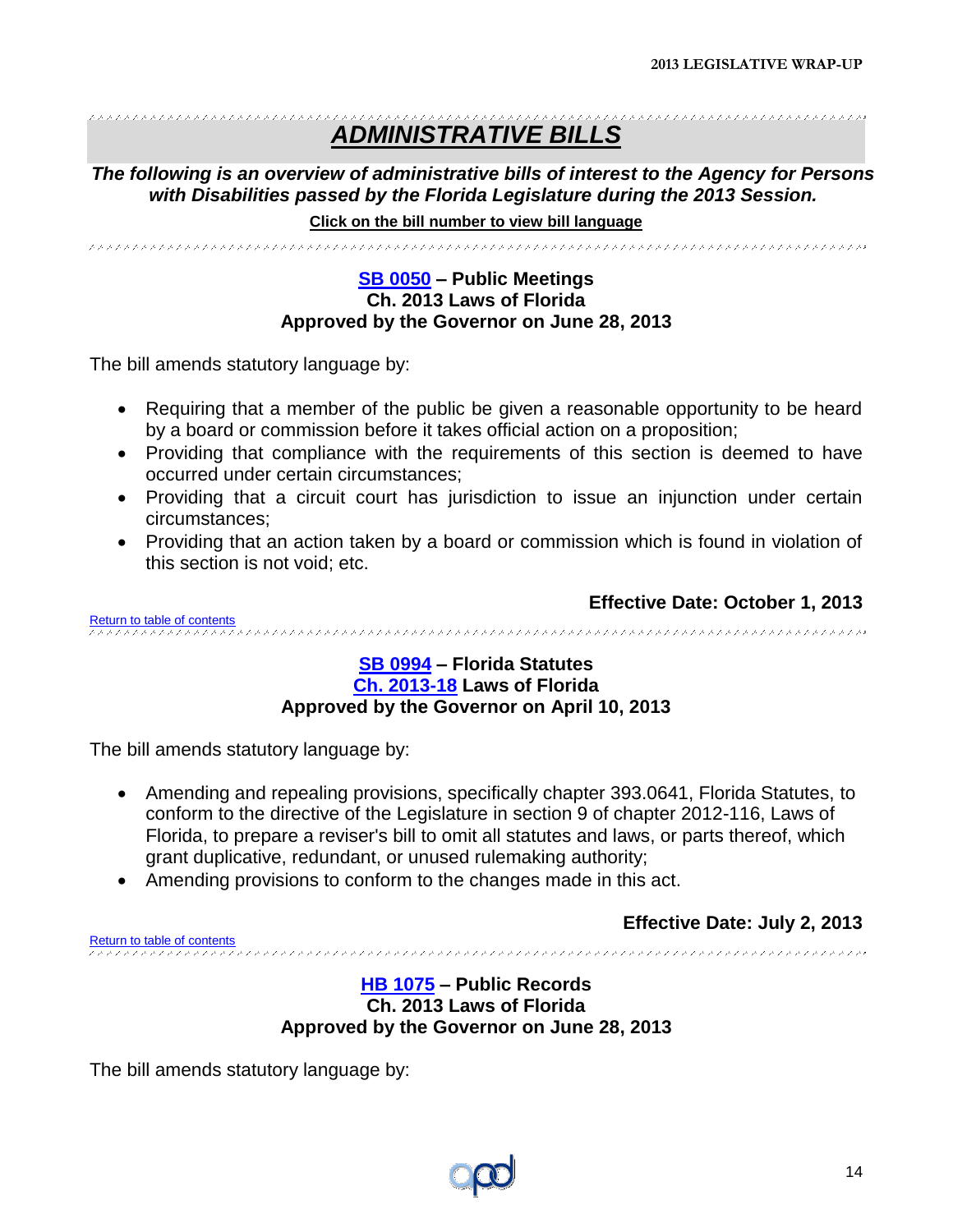# *ADMINISTRATIVE BILLS*

***The following is an overview of administrative bills of interest to the Agency for Persons with Disabilities passed by the Florida Legislature during the 2013 Session.***

**Click on the bill number to view bill language**

### SB 0050 – Public Meetings
**Ch. 2013 Laws of Florida**
**Approved by the Governor on June 28, 2013**

The bill amends statutory language by:

- Requiring that a member of the public be given a reasonable opportunity to be heard by a board or commission before it takes official action on a proposition;
- Providing that compliance with the requirements of this section is deemed to have occurred under certain circumstances;
- Providing that a circuit court has jurisdiction to issue an injunction under certain circumstances;
- Providing that an action taken by a board or commission which is found in violation of this section is not void; etc.

**Effective Date: October 1, 2013**

Return to table of contents

### SB 0994 – Florida Statutes
**Ch. 2013-18 Laws of Florida**
**Approved by the Governor on April 10, 2013**

The bill amends statutory language by:

- Amending and repealing provisions, specifically chapter 393.0641, Florida Statutes, to conform to the directive of the Legislature in section 9 of chapter 2012-116, Laws of Florida, to prepare a reviser's bill to omit all statutes and laws, or parts thereof, which grant duplicative, redundant, or unused rulemaking authority;
- Amending provisions to conform to the changes made in this act.

**Effective Date: July 2, 2013**

Return to table of contents

### HB 1075 – Public Records
**Ch. 2013 Laws of Florida**
**Approved by the Governor on June 28, 2013**

The bill amends statutory language by: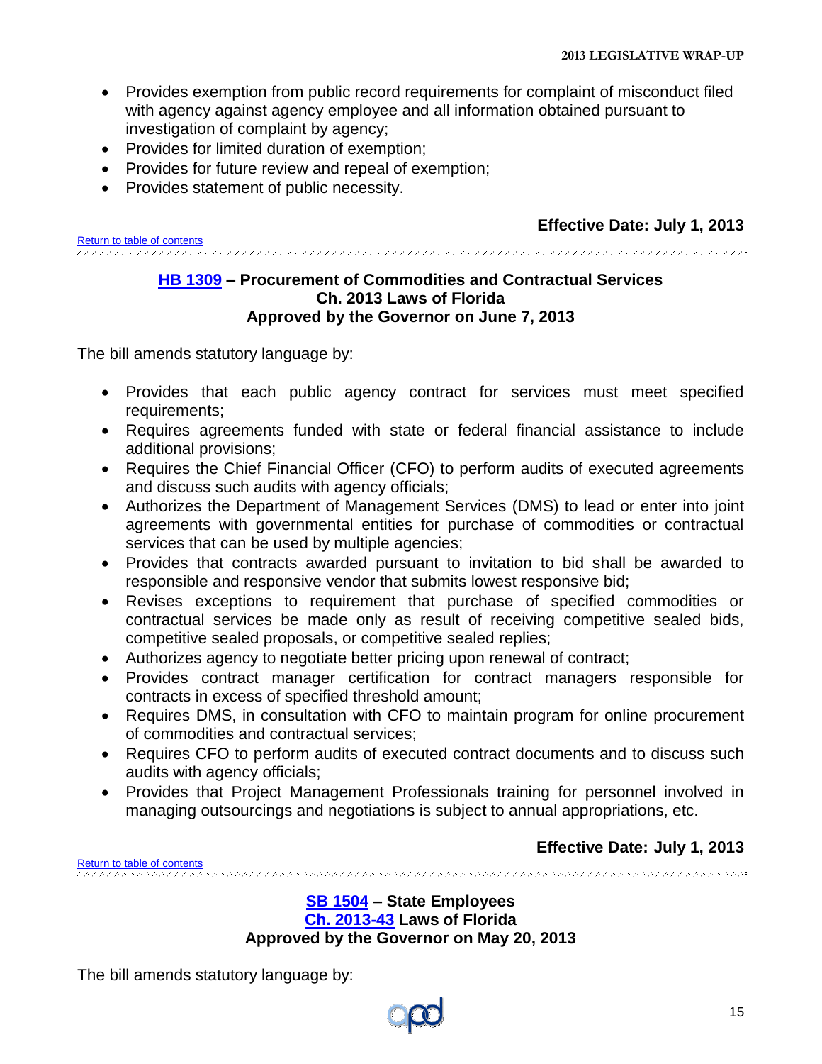- Provides exemption from public record requirements for complaint of misconduct filed with agency against agency employee and all information obtained pursuant to investigation of complaint by agency;
- Provides for limited duration of exemption;
- Provides for future review and repeal of exemption;
- Provides statement of public necessity.

**Effective Date: July 1, 2013**

Return to table of contents

### HB 1309 – Procurement of Commodities and Contractual Services
### Ch. 2013 Laws of Florida
### Approved by the Governor on June 7, 2013

The bill amends statutory language by:

- Provides that each public agency contract for services must meet specified requirements;
- Requires agreements funded with state or federal financial assistance to include additional provisions;
- Requires the Chief Financial Officer (CFO) to perform audits of executed agreements and discuss such audits with agency officials;
- Authorizes the Department of Management Services (DMS) to lead or enter into joint agreements with governmental entities for purchase of commodities or contractual services that can be used by multiple agencies;
- Provides that contracts awarded pursuant to invitation to bid shall be awarded to responsible and responsive vendor that submits lowest responsive bid;
- Revises exceptions to requirement that purchase of specified commodities or contractual services be made only as result of receiving competitive sealed bids, competitive sealed proposals, or competitive sealed replies;
- Authorizes agency to negotiate better pricing upon renewal of contract;
- Provides contract manager certification for contract managers responsible for contracts in excess of specified threshold amount;
- Requires DMS, in consultation with CFO to maintain program for online procurement of commodities and contractual services;
- Requires CFO to perform audits of executed contract documents and to discuss such audits with agency officials;
- Provides that Project Management Professionals training for personnel involved in managing outsourcings and negotiations is subject to annual appropriations, etc.

**Effective Date: July 1, 2013**

Return to table of contents

### SB 1504 – State Employees
### Ch. 2013-43 Laws of Florida
### Approved by the Governor on May 20, 2013

The bill amends statutory language by: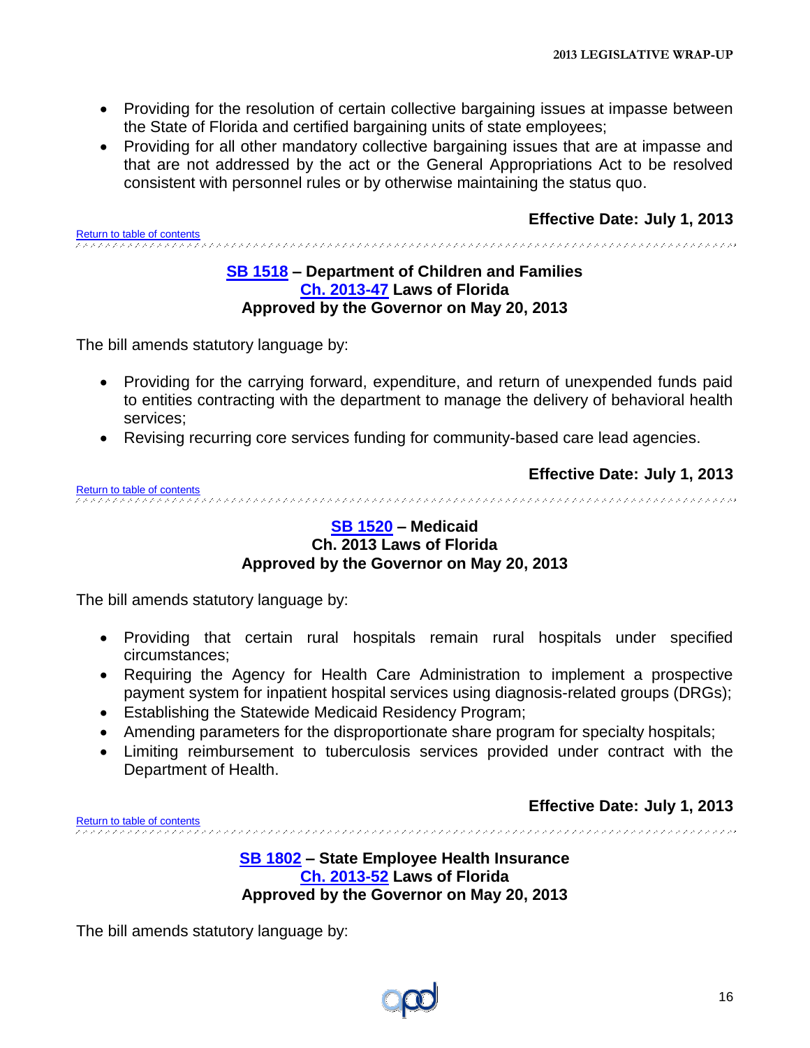- Providing for the resolution of certain collective bargaining issues at impasse between the State of Florida and certified bargaining units of state employees;
- Providing for all other mandatory collective bargaining issues that are at impasse and that are not addressed by the act or the General Appropriations Act to be resolved consistent with personnel rules or by otherwise maintaining the status quo.

**Effective Date: July 1, 2013**

Return to table of contents

### SB 1518 – Department of Children and Families
### Ch. 2013-47 Laws of Florida
### Approved by the Governor on May 20, 2013

The bill amends statutory language by:

- Providing for the carrying forward, expenditure, and return of unexpended funds paid to entities contracting with the department to manage the delivery of behavioral health services;
- Revising recurring core services funding for community-based care lead agencies.

**Effective Date: July 1, 2013**

Return to table of contents

### SB 1520 – Medicaid
### Ch. 2013 Laws of Florida
### Approved by the Governor on May 20, 2013

The bill amends statutory language by:

- Providing that certain rural hospitals remain rural hospitals under specified circumstances;
- Requiring the Agency for Health Care Administration to implement a prospective payment system for inpatient hospital services using diagnosis-related groups (DRGs);
- Establishing the Statewide Medicaid Residency Program;
- Amending parameters for the disproportionate share program for specialty hospitals;
- Limiting reimbursement to tuberculosis services provided under contract with the Department of Health.

**Effective Date: July 1, 2013**

Return to table of contents

### SB 1802 – State Employee Health Insurance
### Ch. 2013-52 Laws of Florida
### Approved by the Governor on May 20, 2013

The bill amends statutory language by: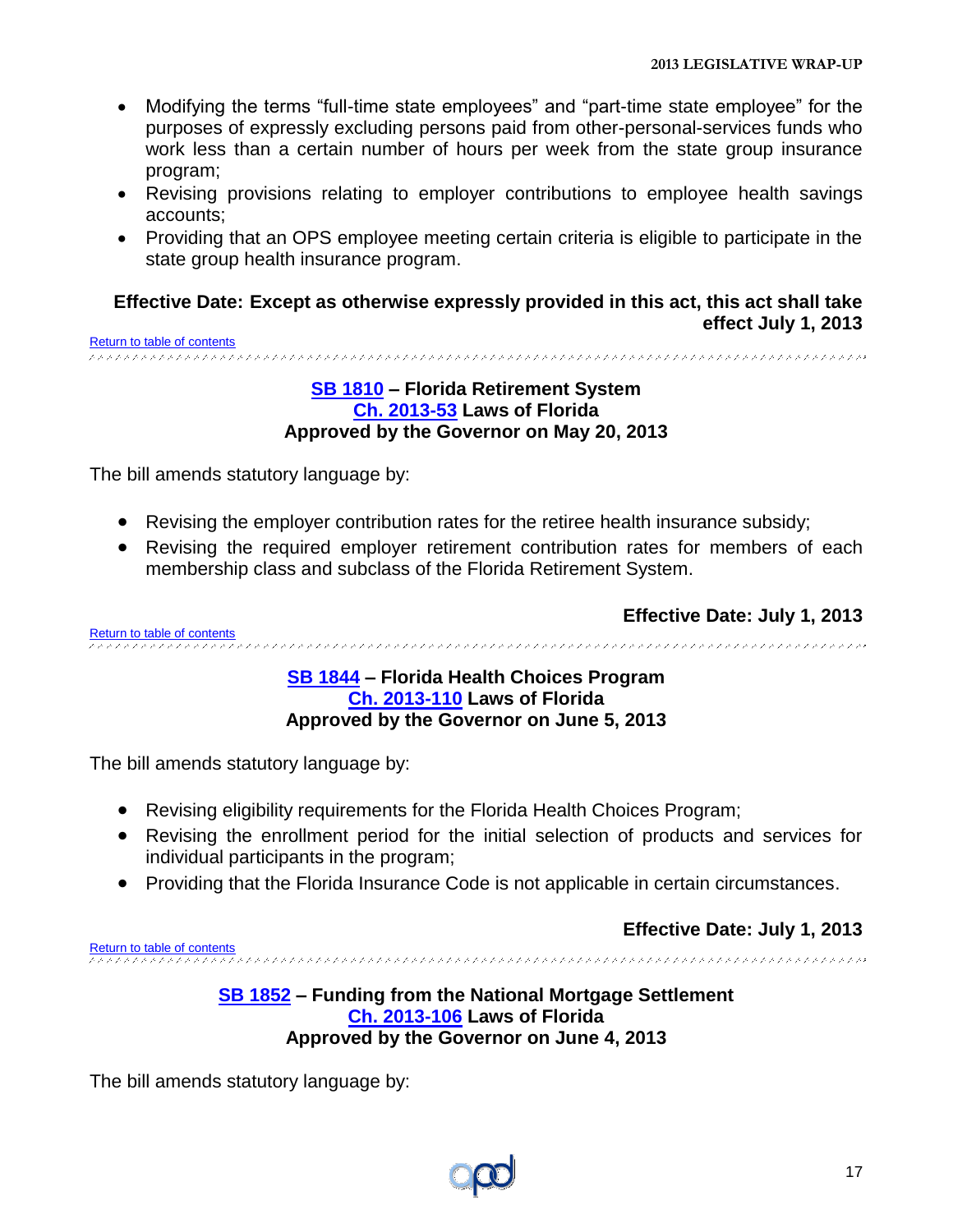- Modifying the terms "full-time state employees" and "part-time state employee" for the purposes of expressly excluding persons paid from other-personal-services funds who work less than a certain number of hours per week from the state group insurance program;
- Revising provisions relating to employer contributions to employee health savings accounts;
- Providing that an OPS employee meeting certain criteria is eligible to participate in the state group health insurance program.

**Effective Date: Except as otherwise expressly provided in this act, this act shall take effect July 1, 2013**

Return to table of contents

### SB 1810 – Florida Retirement System
### Ch. 2013-53 Laws of Florida
### Approved by the Governor on May 20, 2013

The bill amends statutory language by:

- Revising the employer contribution rates for the retiree health insurance subsidy;
- Revising the required employer retirement contribution rates for members of each membership class and subclass of the Florida Retirement System.

**Effective Date: July 1, 2013**

Return to table of contents

### SB 1844 – Florida Health Choices Program
### Ch. 2013-110 Laws of Florida
### Approved by the Governor on June 5, 2013

The bill amends statutory language by:

- Revising eligibility requirements for the Florida Health Choices Program;
- Revising the enrollment period for the initial selection of products and services for individual participants in the program;
- Providing that the Florida Insurance Code is not applicable in certain circumstances.

**Effective Date: July 1, 2013**

Return to table of contents

### SB 1852 – Funding from the National Mortgage Settlement
### Ch. 2013-106 Laws of Florida
### Approved by the Governor on June 4, 2013

The bill amends statutory language by: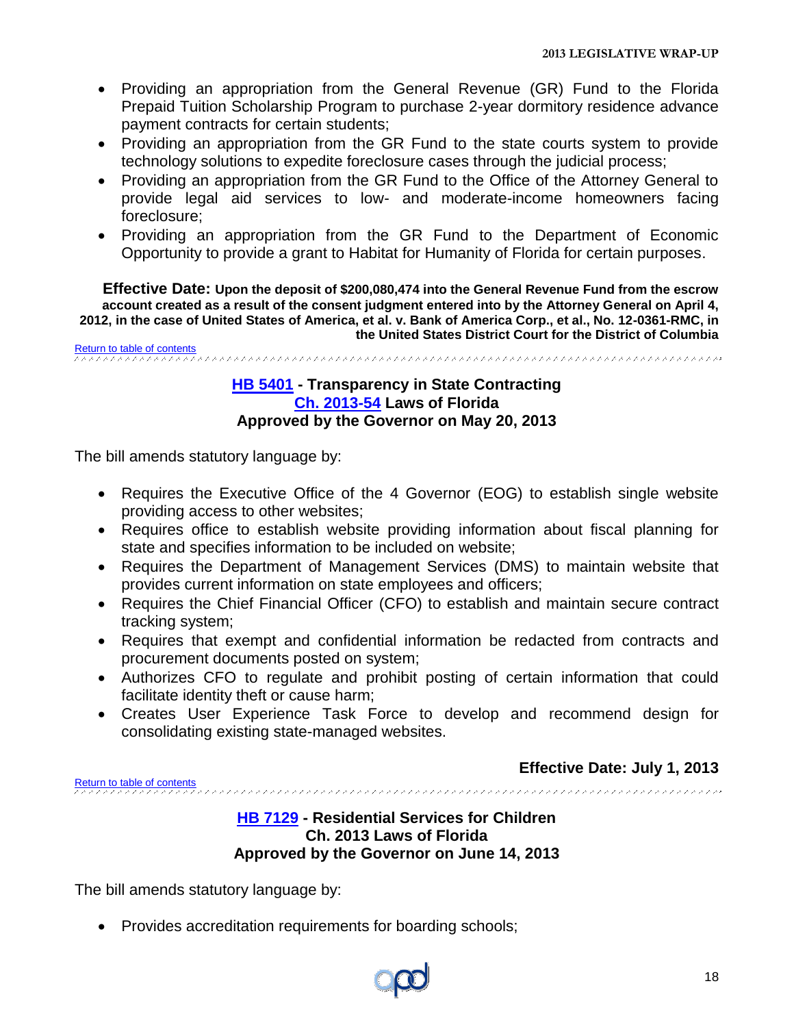- Providing an appropriation from the General Revenue (GR) Fund to the Florida Prepaid Tuition Scholarship Program to purchase 2-year dormitory residence advance payment contracts for certain students;
- Providing an appropriation from the GR Fund to the state courts system to provide technology solutions to expedite foreclosure cases through the judicial process;
- Providing an appropriation from the GR Fund to the Office of the Attorney General to provide legal aid services to low- and moderate-income homeowners facing foreclosure;
- Providing an appropriation from the GR Fund to the Department of Economic Opportunity to provide a grant to Habitat for Humanity of Florida for certain purposes.

**Effective Date: Upon the deposit of $200,080,474 into the General Revenue Fund from the escrow account created as a result of the consent judgment entered into by the Attorney General on April 4, 2012, in the case of United States of America, et al. v. Bank of America Corp., et al., No. 12-0361-RMC, in the United States District Court for the District of Columbia**

Return to table of contents

### HB 5401 - Transparency in State Contracting
### Ch. 2013-54 Laws of Florida
### Approved by the Governor on May 20, 2013

The bill amends statutory language by:

- Requires the Executive Office of the 4 Governor (EOG) to establish single website providing access to other websites;
- Requires office to establish website providing information about fiscal planning for state and specifies information to be included on website;
- Requires the Department of Management Services (DMS) to maintain website that provides current information on state employees and officers;
- Requires the Chief Financial Officer (CFO) to establish and maintain secure contract tracking system;
- Requires that exempt and confidential information be redacted from contracts and procurement documents posted on system;
- Authorizes CFO to regulate and prohibit posting of certain information that could facilitate identity theft or cause harm;
- Creates User Experience Task Force to develop and recommend design for consolidating existing state-managed websites.

**Effective Date: July 1, 2013**

Return to table of contents

### HB 7129 - Residential Services for Children
### Ch. 2013 Laws of Florida
### Approved by the Governor on June 14, 2013

The bill amends statutory language by:

- Provides accreditation requirements for boarding schools;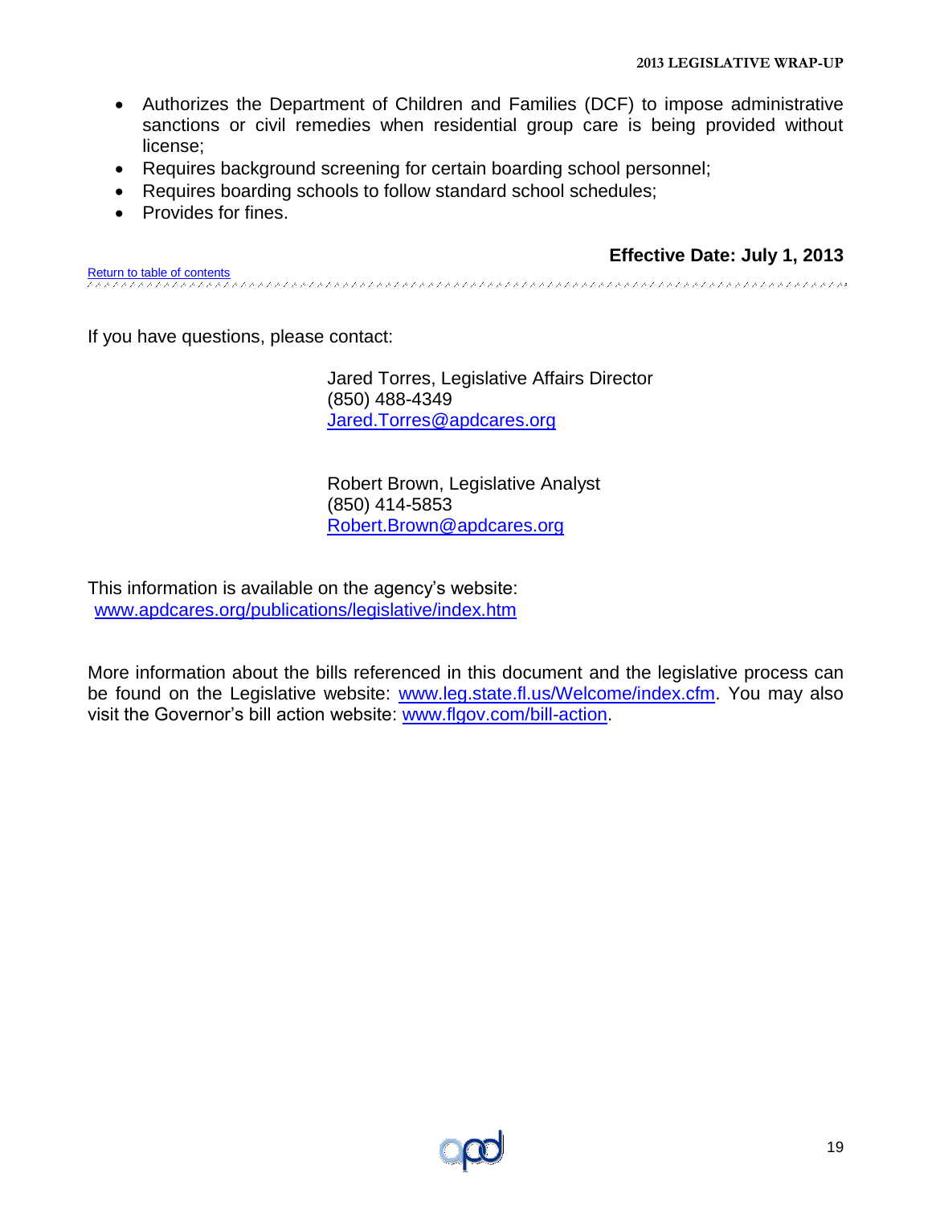- Authorizes the Department of Children and Families (DCF) to impose administrative sanctions or civil remedies when residential group care is being provided without license;
- Requires background screening for certain boarding school personnel;
- Requires boarding schools to follow standard school schedules;
- Provides for fines.

**Effective Date: July 1, 2013**

[Return to table of contents]

If you have questions, please contact:

Jared Torres, Legislative Affairs Director
(850) 488-4349
Jared.Torres@apdcares.org

Robert Brown, Legislative Analyst
(850) 414-5853
Robert.Brown@apdcares.org

This information is available on the agency's website:
www.apdcares.org/publications/legislative/index.htm

More information about the bills referenced in this document and the legislative process can be found on the Legislative website: www.leg.state.fl.us/Welcome/index.cfm. You may also visit the Governor's bill action website: www.flgov.com/bill-action.